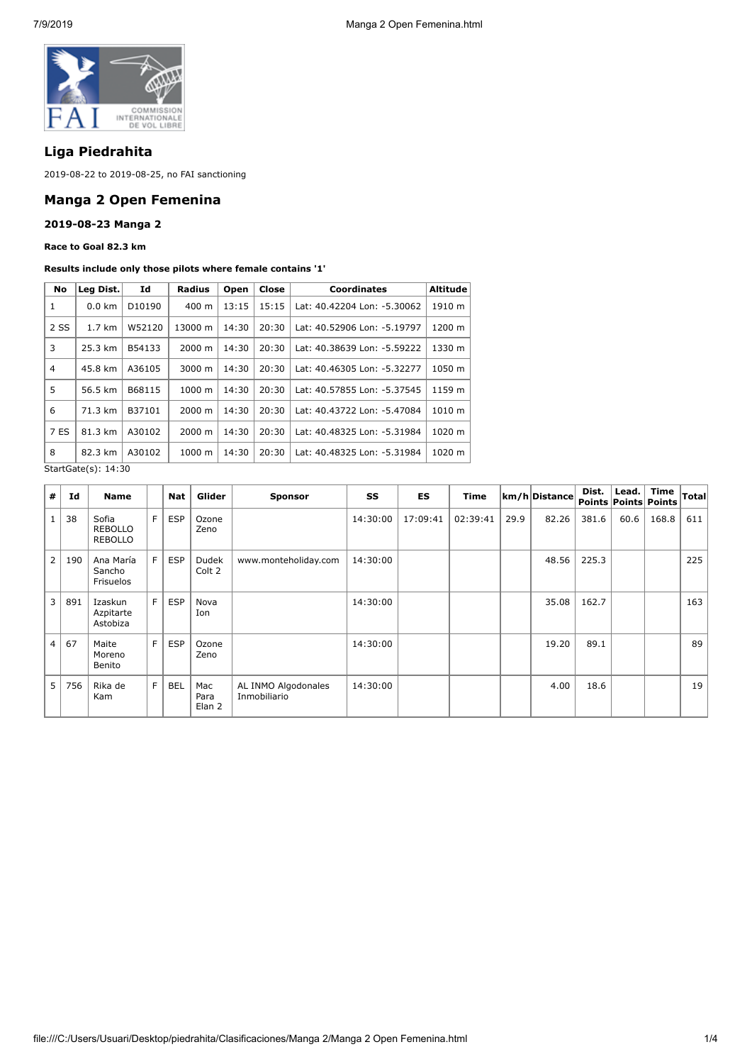## Liga Piedrahita

2019-08-22 to 2019-08-25, no FAI sanctioning

## Manga 2 Open Femenina

### 2019-08-23 Manga 2

**Race to Goal 82.3 km**

**Results include only those pilots where female contains '1'**

| No | Leg Dist. | Id | Radius | Open | Close | Coordinates | Altitude |
|---|---|---|---|---|---|---|---|
| 1 | 0.0 km | D10190 | 400 m | 13:15 | 15:15 | Lat: 40.42204 Lon: -5.30062 | 1910 m |
| 2 SS | 1.7 km | W52120 | 13000 m | 14:30 | 20:30 | Lat: 40.52906 Lon: -5.19797 | 1200 m |
| 3 | 25.3 km | B54133 | 2000 m | 14:30 | 20:30 | Lat: 40.38639 Lon: -5.59222 | 1330 m |
| 4 | 45.8 km | A36105 | 3000 m | 14:30 | 20:30 | Lat: 40.46305 Lon: -5.32277 | 1050 m |
| 5 | 56.5 km | B68115 | 1000 m | 14:30 | 20:30 | Lat: 40.57855 Lon: -5.37545 | 1159 m |
| 6 | 71.3 km | B37101 | 2000 m | 14:30 | 20:30 | Lat: 40.43722 Lon: -5.47084 | 1010 m |
| 7 ES | 81.3 km | A30102 | 2000 m | 14:30 | 20:30 | Lat: 40.48325 Lon: -5.31984 | 1020 m |
| 8 | 82.3 km | A30102 | 1000 m | 14:30 | 20:30 | Lat: 40.48325 Lon: -5.31984 | 1020 m |

StartGate(s): 14:30

| # | Id | Name | | Nat | Glider | Sponsor | SS | ES | Time | km/h | Distance | Dist. Points | Lead. Points | Time Points | Total |
|---|---|---|---|---|---|---|---|---|---|---|---|---|---|---|---|
| 1 | 38 | Sofia REBOLLO REBOLLO | F | ESP | Ozone Zeno | | 14:30:00 | 17:09:41 | 02:39:41 | 29.9 | 82.26 | 381.6 | 60.6 | 168.8 | 611 |
| 2 | 190 | Ana María Sancho Frisuelos | F | ESP | Dudek Colt 2 | www.monteholiday.com | 14:30:00 | | | | 48.56 | 225.3 | | | 225 |
| 3 | 891 | Izaskun Azpitarte Astobiza | F | ESP | Nova Ion | | 14:30:00 | | | | 35.08 | 162.7 | | | 163 |
| 4 | 67 | Maite Moreno Benito | F | ESP | Ozone Zeno | | 14:30:00 | | | | 19.20 | 89.1 | | | 89 |
| 5 | 756 | Rika de Kam | F | BEL | Mac Para Elan 2 | AL INMO Algodonales Inmobiliario | 14:30:00 | | | | 4.00 | 18.6 | | | 19 |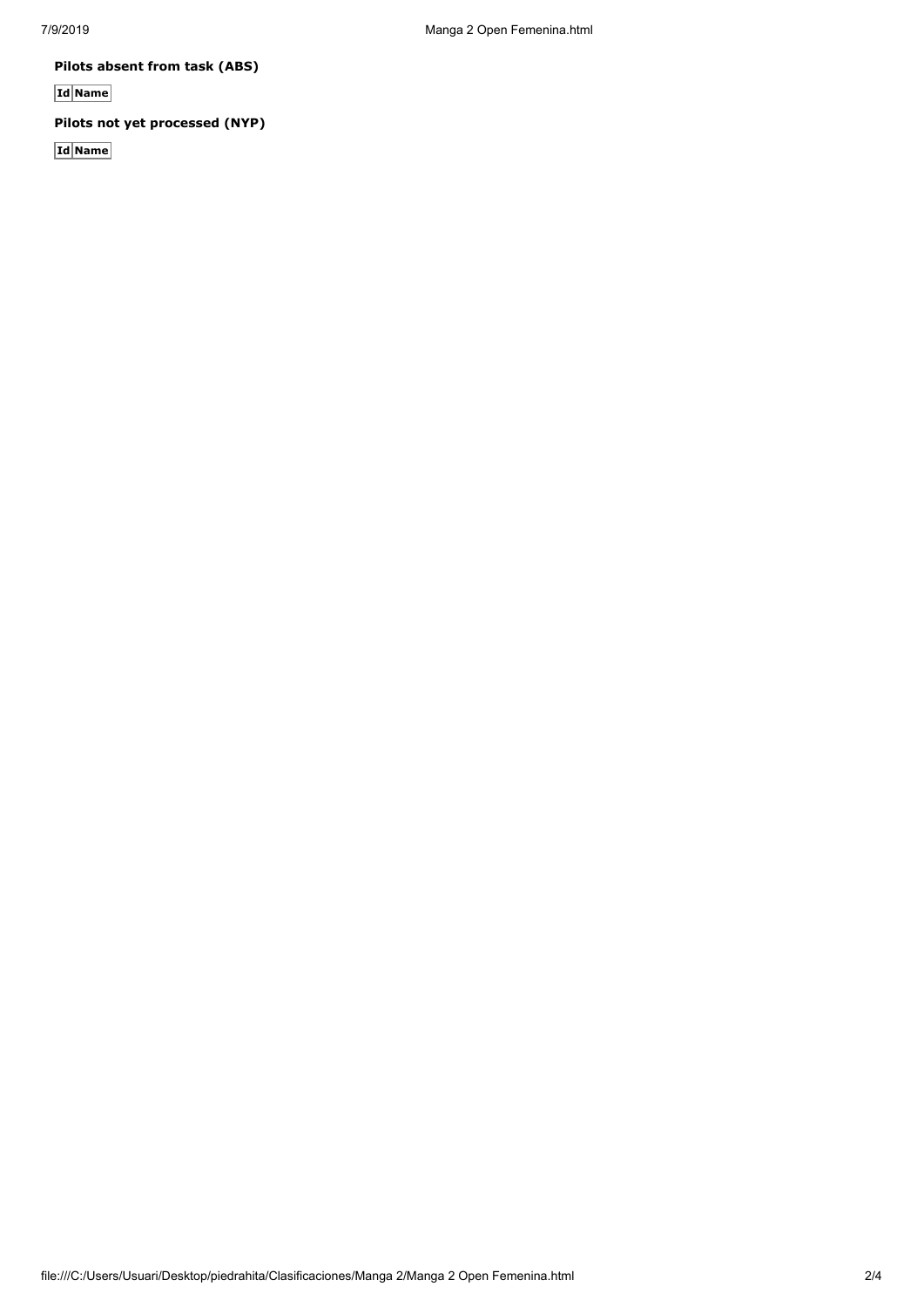**Pilots absent from task (ABS)**

| Id | Name |
| --- | --- |

**Pilots not yet processed (NYP)**

| Id | Name |
| --- | --- |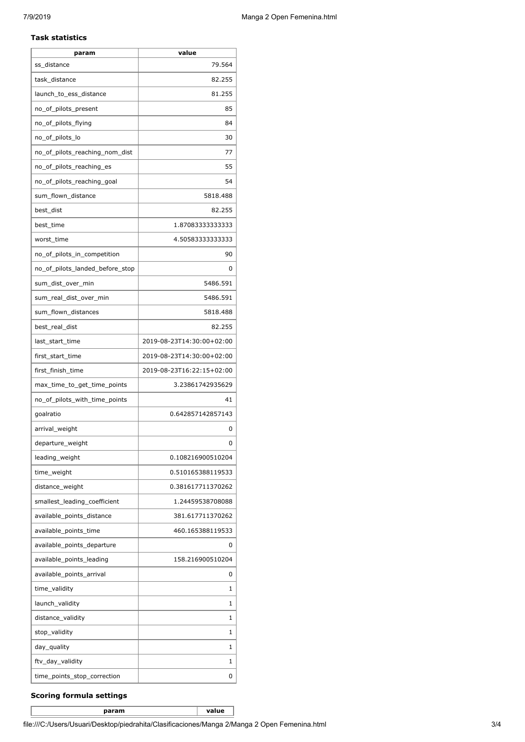### Task statistics

| param | value |
|---|---|
| ss_distance | 79.564 |
| task_distance | 82.255 |
| launch_to_ess_distance | 81.255 |
| no_of_pilots_present | 85 |
| no_of_pilots_flying | 84 |
| no_of_pilots_lo | 30 |
| no_of_pilots_reaching_nom_dist | 77 |
| no_of_pilots_reaching_es | 55 |
| no_of_pilots_reaching_goal | 54 |
| sum_flown_distance | 5818.488 |
| best_dist | 82.255 |
| best_time | 1.87083333333333 |
| worst_time | 4.50583333333333 |
| no_of_pilots_in_competition | 90 |
| no_of_pilots_landed_before_stop | 0 |
| sum_dist_over_min | 5486.591 |
| sum_real_dist_over_min | 5486.591 |
| sum_flown_distances | 5818.488 |
| best_real_dist | 82.255 |
| last_start_time | 2019-08-23T14:30:00+02:00 |
| first_start_time | 2019-08-23T14:30:00+02:00 |
| first_finish_time | 2019-08-23T16:22:15+02:00 |
| max_time_to_get_time_points | 3.23861742935629 |
| no_of_pilots_with_time_points | 41 |
| goalratio | 0.642857142857143 |
| arrival_weight | 0 |
| departure_weight | 0 |
| leading_weight | 0.108216900510204 |
| time_weight | 0.510165388119533 |
| distance_weight | 0.381617711370262 |
| smallest_leading_coefficient | 1.24459538708088 |
| available_points_distance | 381.617711370262 |
| available_points_time | 460.165388119533 |
| available_points_departure | 0 |
| available_points_leading | 158.216900510204 |
| available_points_arrival | 0 |
| time_validity | 1 |
| launch_validity | 1 |
| distance_validity | 1 |
| stop_validity | 1 |
| day_quality | 1 |
| ftv_day_validity | 1 |
| time_points_stop_correction | 0 |

### Scoring formula settings

| param | value |
|---|---|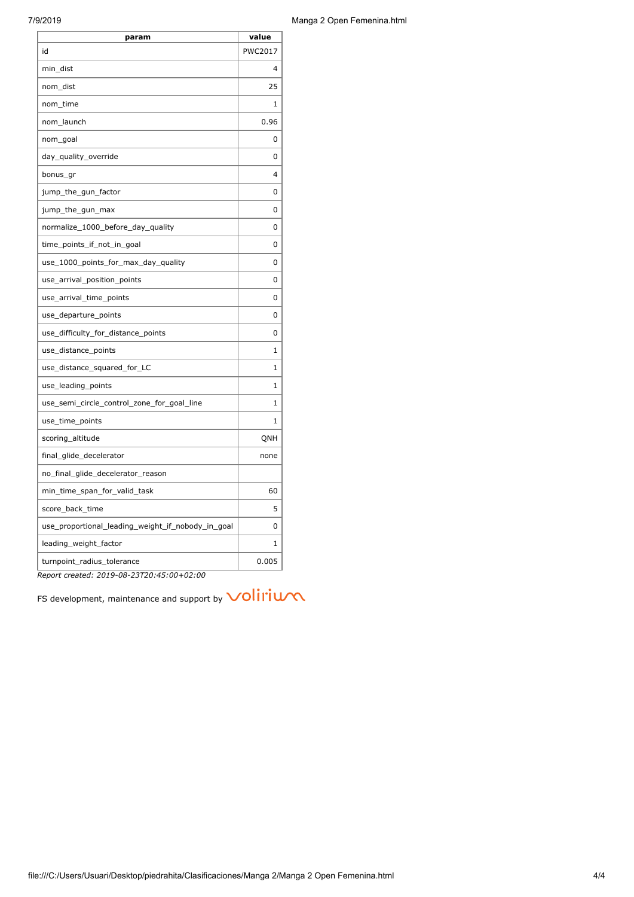| param | value |
| --- | --- |
| id | PWC2017 |
| min_dist | 4 |
| nom_dist | 25 |
| nom_time | 1 |
| nom_launch | 0.96 |
| nom_goal | 0 |
| day_quality_override | 0 |
| bonus_gr | 4 |
| jump_the_gun_factor | 0 |
| jump_the_gun_max | 0 |
| normalize_1000_before_day_quality | 0 |
| time_points_if_not_in_goal | 0 |
| use_1000_points_for_max_day_quality | 0 |
| use_arrival_position_points | 0 |
| use_arrival_time_points | 0 |
| use_departure_points | 0 |
| use_difficulty_for_distance_points | 0 |
| use_distance_points | 1 |
| use_distance_squared_for_LC | 1 |
| use_leading_points | 1 |
| use_semi_circle_control_zone_for_goal_line | 1 |
| use_time_points | 1 |
| scoring_altitude | QNH |
| final_glide_decelerator | none |
| no_final_glide_decelerator_reason | |
| min_time_span_for_valid_task | 60 |
| score_back_time | 5 |
| use_proportional_leading_weight_if_nobody_in_goal | 0 |
| leading_weight_factor | 1 |
| turnpoint_radius_tolerance | 0.005 |

*Report created: 2019-08-23T20:45:00+02:00*

FS development, maintenance and support by volirium